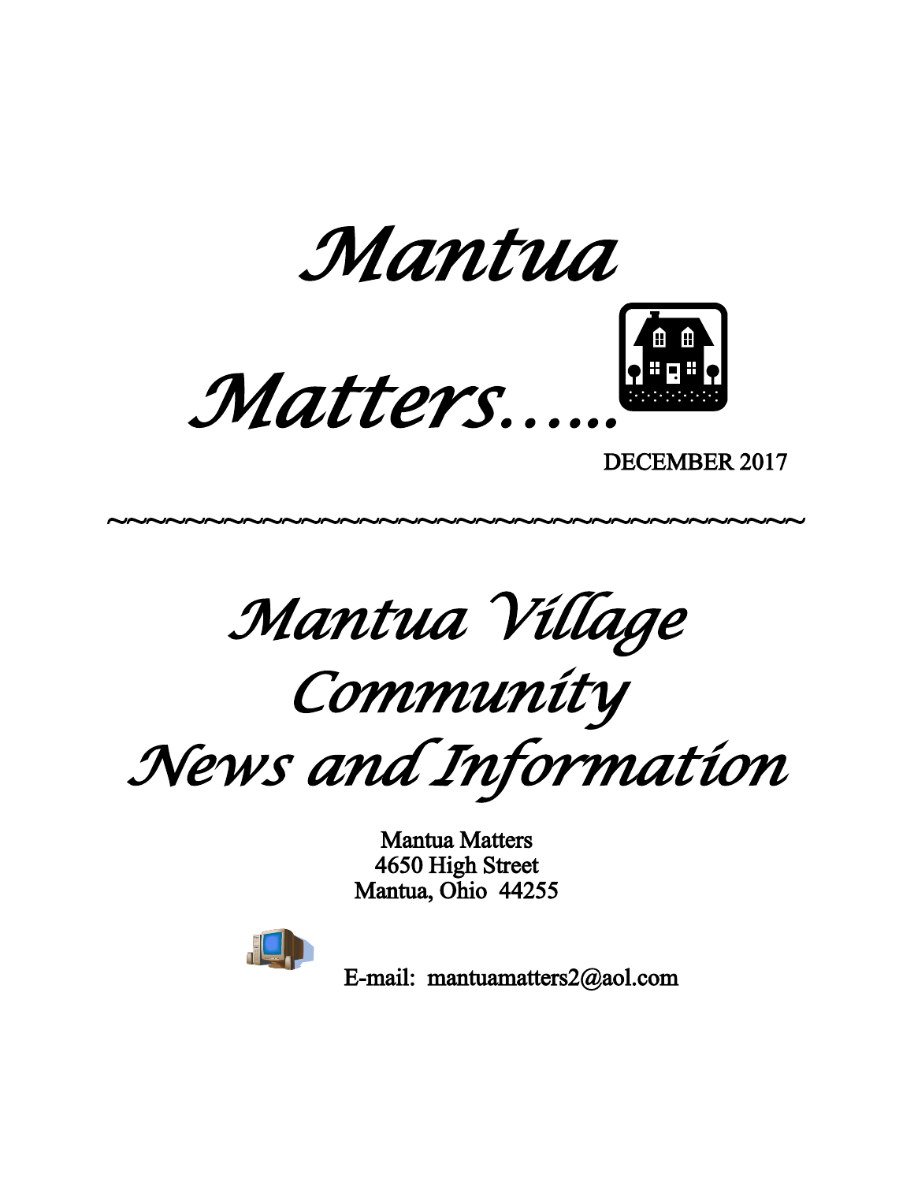# *Mantua Matters.....*

DECEMBER 2017

~~~~~~~~~~~~~~~~~~~~~~~~~~~~~~~~~~~~~~~~~~

## *Mantua Village Community News and Information*

Mantua Matters
4650 High Street
Mantua, Ohio 44255

E-mail: mantuamatters2@aol.com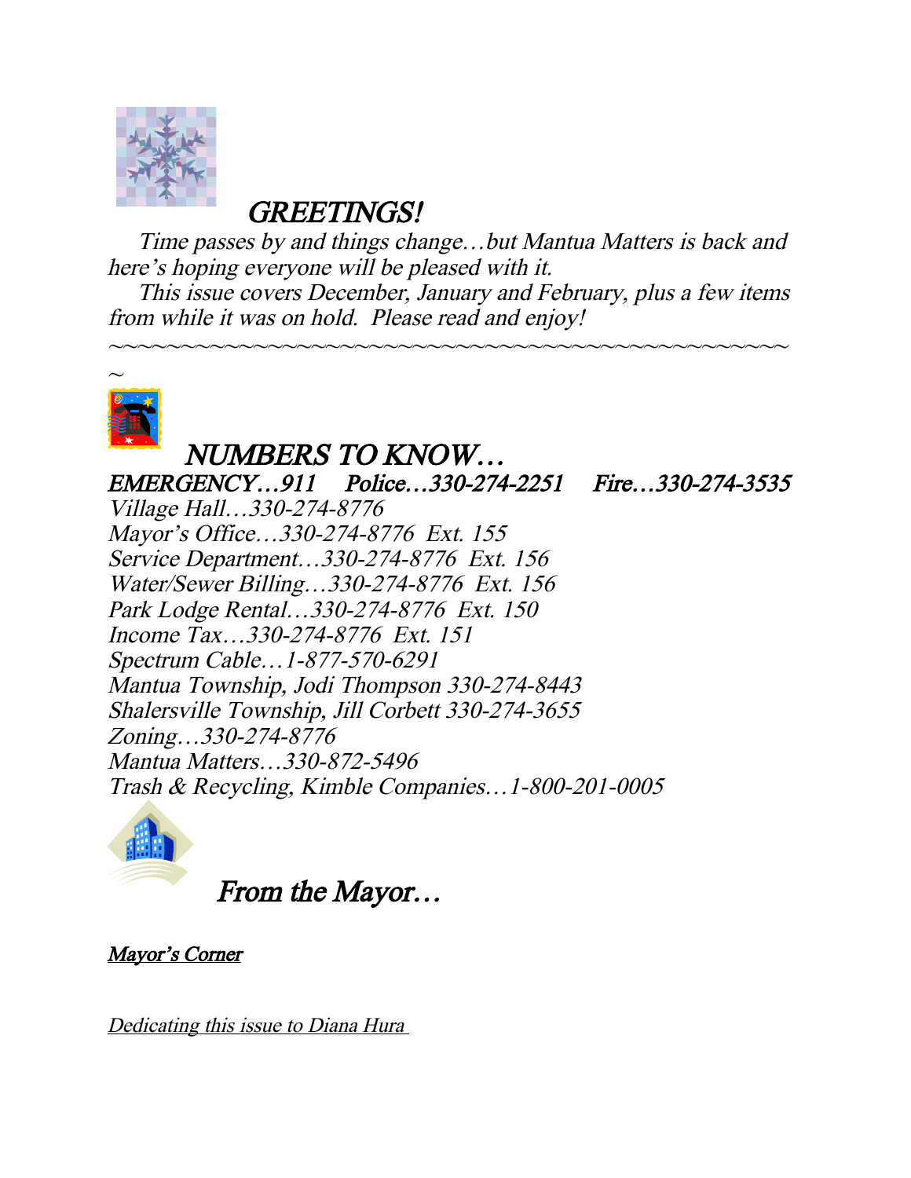## *GREETINGS!*

*Time passes by and things change…but Mantua Matters is back and here's hoping everyone will be pleased with it.*

*This issue covers December, January and February, plus a few items from while it was on hold. Please read and enjoy!*

~~~~~~~~~~~~~~~~~~~~~~~~~~~~~~~~~~~~~~~~~~~~~~~~~~~~~~~~~~~~~~~

## *NUMBERS TO KNOW…*

***EMERGENCY…911 Police…330-274-2251 Fire…330-274-3535***

*Village Hall…330-274-8776*
*Mayor's Office…330-274-8776 Ext. 155*
*Service Department…330-274-8776 Ext. 156*
*Water/Sewer Billing…330-274-8776 Ext. 156*
*Park Lodge Rental…330-274-8776 Ext. 150*
*Income Tax…330-274-8776 Ext. 151*
*Spectrum Cable…1-877-570-6291*
*Mantua Township, Jodi Thompson 330-274-8443*
*Shalersville Township, Jill Corbett 330-274-3655*
*Zoning…330-274-8776*
*Mantua Matters…330-872-5496*
*Trash & Recycling, Kimble Companies…1-800-201-0005*

## *From the Mayor…*

***Mayor's Corner***

*Dedicating this issue to Diana Hura*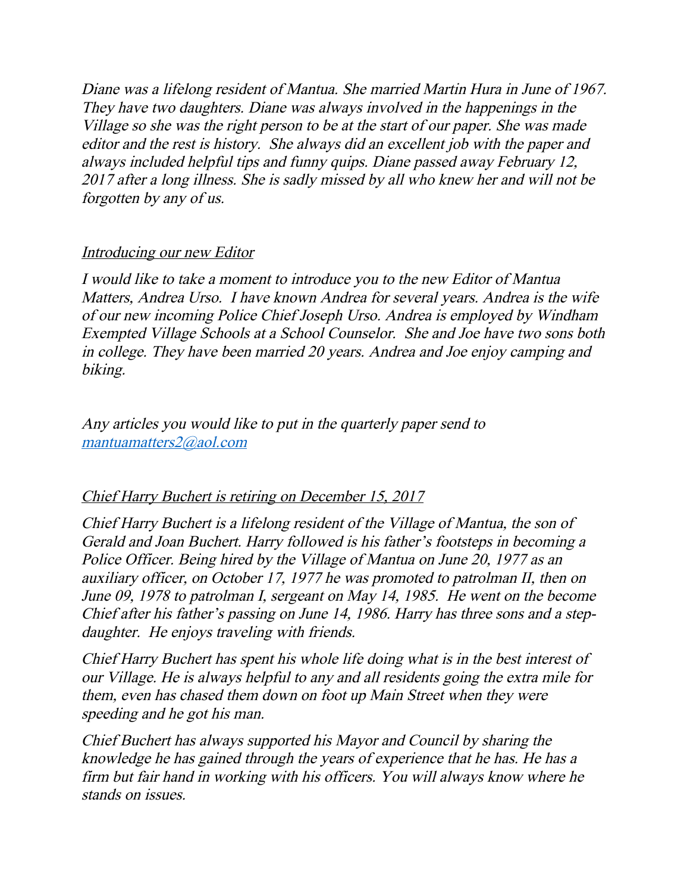*Diane was a lifelong resident of Mantua. She married Martin Hura in June of 1967. They have two daughters. Diane was always involved in the happenings in the Village so she was the right person to be at the start of our paper. She was made editor and the rest is history. She always did an excellent job with the paper and always included helpful tips and funny quips. Diane passed away February 12, 2017 after a long illness. She is sadly missed by all who knew her and will not be forgotten by any of us.*

*Introducing our new Editor*

*I would like to take a moment to introduce you to the new Editor of Mantua Matters, Andrea Urso. I have known Andrea for several years. Andrea is the wife of our new incoming Police Chief Joseph Urso. Andrea is employed by Windham Exempted Village Schools at a School Counselor. She and Joe have two sons both in college. They have been married 20 years. Andrea and Joe enjoy camping and biking.*

*Any articles you would like to put in the quarterly paper send to [mantuamatters2@aol.com](mailto:mantuamatters2@aol.com)*

*Chief Harry Buchert is retiring on December 15, 2017*

*Chief Harry Buchert is a lifelong resident of the Village of Mantua, the son of Gerald and Joan Buchert. Harry followed is his father's footsteps in becoming a Police Officer. Being hired by the Village of Mantua on June 20, 1977 as an auxiliary officer, on October 17, 1977 he was promoted to patrolman II, then on June 09, 1978 to patrolman I, sergeant on May 14, 1985. He went on the become Chief after his father's passing on June 14, 1986. Harry has three sons and a step-daughter. He enjoys traveling with friends.*

*Chief Harry Buchert has spent his whole life doing what is in the best interest of our Village. He is always helpful to any and all residents going the extra mile for them, even has chased them down on foot up Main Street when they were speeding and he got his man.*

*Chief Buchert has always supported his Mayor and Council by sharing the knowledge he has gained through the years of experience that he has. He has a firm but fair hand in working with his officers. You will always know where he stands on issues.*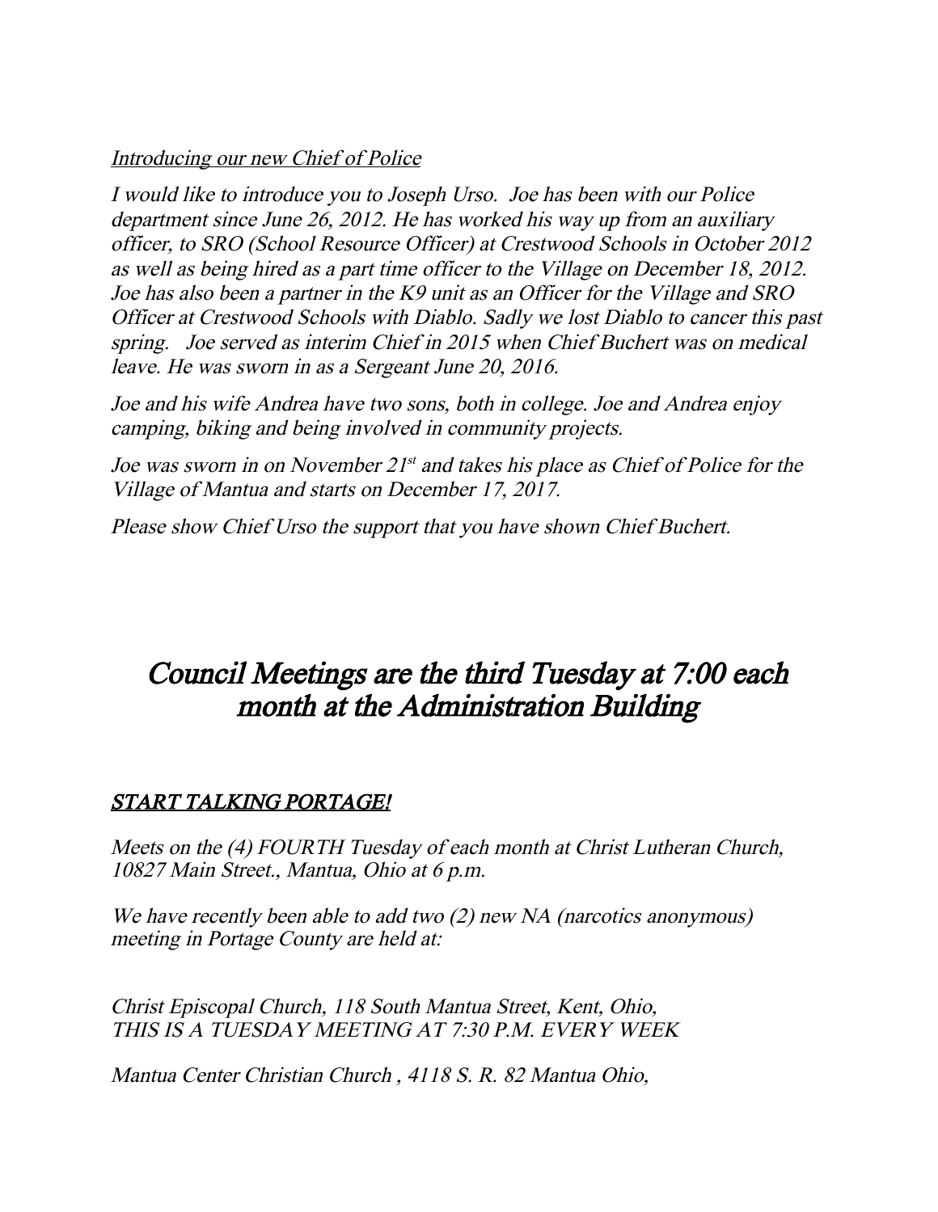*Introducing our new Chief of Police*

*I would like to introduce you to Joseph Urso. Joe has been with our Police department since June 26, 2012. He has worked his way up from an auxiliary officer, to SRO (School Resource Officer) at Crestwood Schools in October 2012 as well as being hired as a part time officer to the Village on December 18, 2012. Joe has also been a partner in the K9 unit as an Officer for the Village and SRO Officer at Crestwood Schools with Diablo. Sadly we lost Diablo to cancer this past spring. Joe served as interim Chief in 2015 when Chief Buchert was on medical leave. He was sworn in as a Sergeant June 20, 2016.*

*Joe and his wife Andrea have two sons, both in college. Joe and Andrea enjoy camping, biking and being involved in community projects.*

*Joe was sworn in on November 21st and takes his place as Chief of Police for the Village of Mantua and starts on December 17, 2017.*

*Please show Chief Urso the support that you have shown Chief Buchert.*

## *Council Meetings are the third Tuesday at 7:00 each month at the Administration Building*

***START TALKING PORTAGE!***

*Meets on the (4) FOURTH Tuesday of each month at Christ Lutheran Church, 10827 Main Street., Mantua, Ohio at 6 p.m.*

*We have recently been able to add two (2) new NA (narcotics anonymous) meeting in Portage County are held at:*

*Christ Episcopal Church, 118 South Mantua Street, Kent, Ohio,*
*THIS IS A TUESDAY MEETING AT 7:30 P.M. EVERY WEEK*

*Mantua Center Christian Church , 4118 S. R. 82 Mantua Ohio,*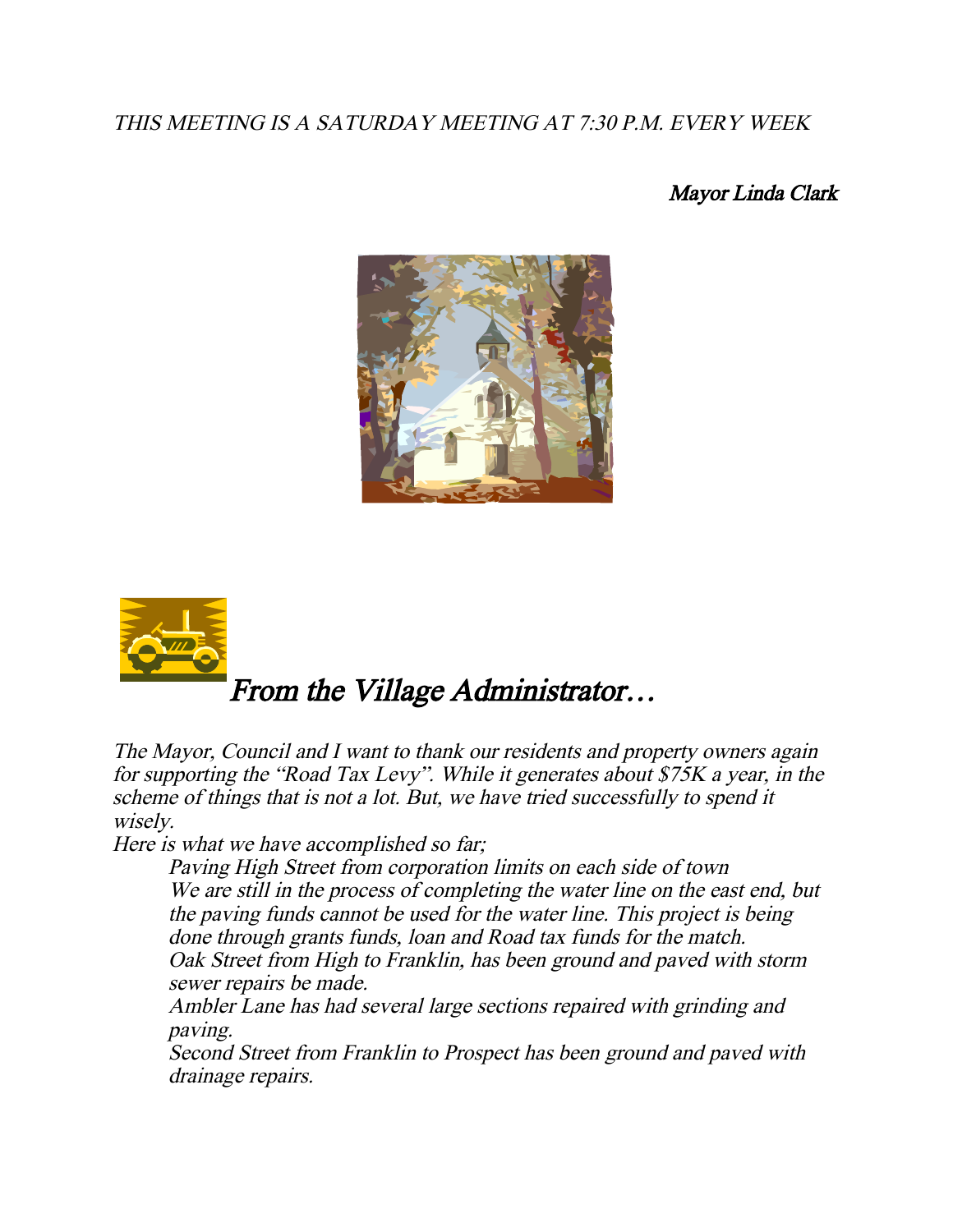*THIS MEETING IS A SATURDAY MEETING AT 7:30 P.M. EVERY WEEK*

*Mayor Linda Clark*

## *From the Village Administrator…*

*The Mayor, Council and I want to thank our residents and property owners again for supporting the "Road Tax Levy". While it generates about $75K a year, in the scheme of things that is not a lot. But, we have tried successfully to spend it wisely.*

*Here is what we have accomplished so far;*

> *Paving High Street from corporation limits on each side of town*
>
> *We are still in the process of completing the water line on the east end, but the paving funds cannot be used for the water line. This project is being done through grants funds, loan and Road tax funds for the match.*
>
> *Oak Street from High to Franklin, has been ground and paved with storm sewer repairs be made.*
>
> *Ambler Lane has had several large sections repaired with grinding and paving.*
>
> *Second Street from Franklin to Prospect has been ground and paved with drainage repairs.*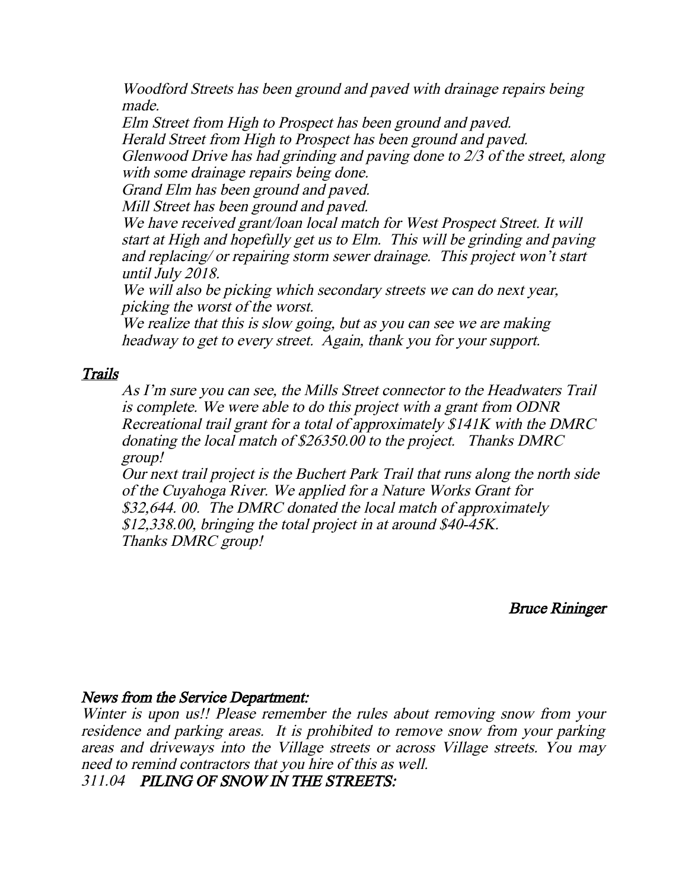*Woodford Streets has been ground and paved with drainage repairs being made.*

*Elm Street from High to Prospect has been ground and paved.*

*Herald Street from High to Prospect has been ground and paved.*

*Glenwood Drive has had grinding and paving done to 2/3 of the street, along with some drainage repairs being done.*

*Grand Elm has been ground and paved.*

*Mill Street has been ground and paved.*

*We have received grant/loan local match for West Prospect Street. It will start at High and hopefully get us to Elm. This will be grinding and paving and replacing/ or repairing storm sewer drainage. This project won't start until July 2018.*

*We will also be picking which secondary streets we can do next year, picking the worst of the worst.*

*We realize that this is slow going, but as you can see we are making headway to get to every street. Again, thank you for your support.*

***Trails***

*As I'm sure you can see, the Mills Street connector to the Headwaters Trail is complete. We were able to do this project with a grant from ODNR Recreational trail grant for a total of approximately $141K with the DMRC donating the local match of $26350.00 to the project. Thanks DMRC group!*

*Our next trail project is the Buchert Park Trail that runs along the north side of the Cuyahoga River. We applied for a Nature Works Grant for $32,644. 00. The DMRC donated the local match of approximately $12,338.00, bringing the total project in at around $40-45K. Thanks DMRC group!*

*Bruce Rininger*

***News from the Service Department:***

*Winter is upon us!! Please remember the rules about removing snow from your residence and parking areas. It is prohibited to remove snow from your parking areas and driveways into the Village streets or across Village streets. You may need to remind contractors that you hire of this as well.*

*311.04* ***PILING OF SNOW IN THE STREETS:***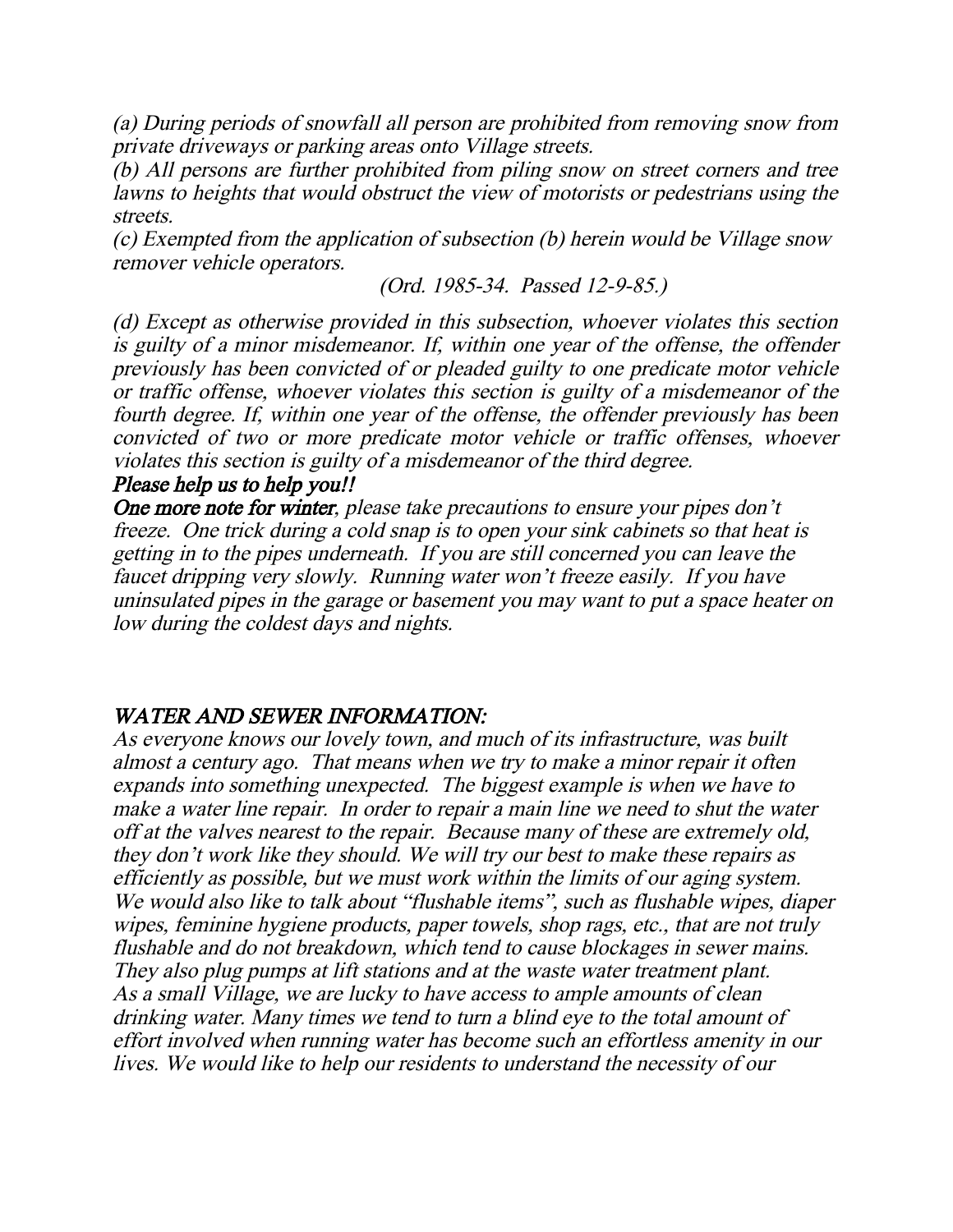*(a) During periods of snowfall all person are prohibited from removing snow from private driveways or parking areas onto Village streets.*

*(b) All persons are further prohibited from piling snow on street corners and tree lawns to heights that would obstruct the view of motorists or pedestrians using the streets.*

*(c) Exempted from the application of subsection (b) herein would be Village snow remover vehicle operators.*

*(Ord. 1985-34. Passed 12-9-85.)*

*(d) Except as otherwise provided in this subsection, whoever violates this section is guilty of a minor misdemeanor. If, within one year of the offense, the offender previously has been convicted of or pleaded guilty to one predicate motor vehicle or traffic offense, whoever violates this section is guilty of a misdemeanor of the fourth degree. If, within one year of the offense, the offender previously has been convicted of two or more predicate motor vehicle or traffic offenses, whoever violates this section is guilty of a misdemeanor of the third degree.*

***Please help us to help you!!***

***One more note for winter**, please take precautions to ensure your pipes don't freeze. One trick during a cold snap is to open your sink cabinets so that heat is getting in to the pipes underneath. If you are still concerned you can leave the faucet dripping very slowly. Running water won't freeze easily. If you have uninsulated pipes in the garage or basement you may want to put a space heater on low during the coldest days and nights.*

## *WATER AND SEWER INFORMATION:*

*As everyone knows our lovely town, and much of its infrastructure, was built almost a century ago. That means when we try to make a minor repair it often expands into something unexpected. The biggest example is when we have to make a water line repair. In order to repair a main line we need to shut the water off at the valves nearest to the repair. Because many of these are extremely old, they don't work like they should. We will try our best to make these repairs as efficiently as possible, but we must work within the limits of our aging system. We would also like to talk about "flushable items", such as flushable wipes, diaper wipes, feminine hygiene products, paper towels, shop rags, etc., that are not truly flushable and do not breakdown, which tend to cause blockages in sewer mains. They also plug pumps at lift stations and at the waste water treatment plant. As a small Village, we are lucky to have access to ample amounts of clean drinking water. Many times we tend to turn a blind eye to the total amount of effort involved when running water has become such an effortless amenity in our lives. We would like to help our residents to understand the necessity of our*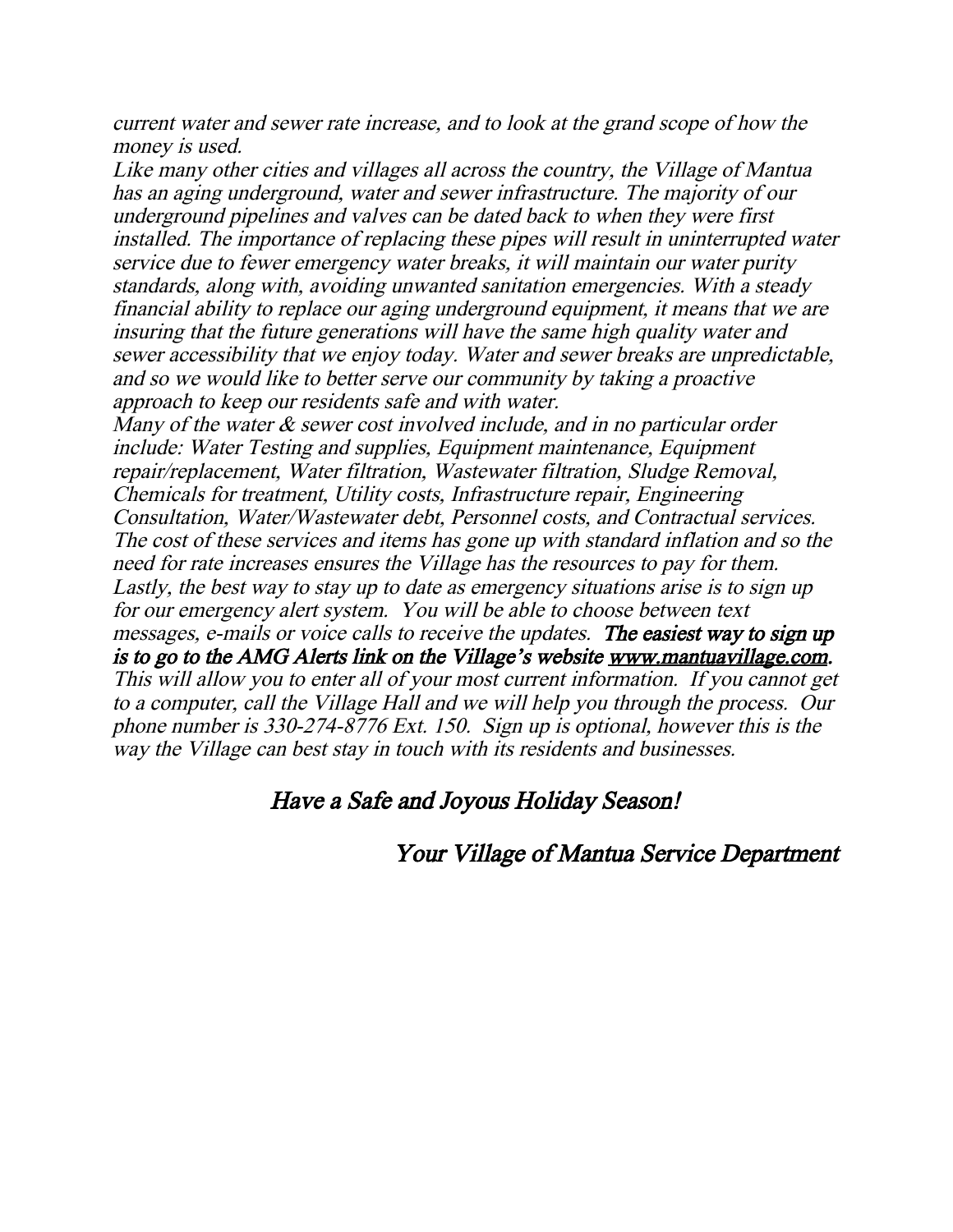*current water and sewer rate increase, and to look at the grand scope of how the money is used.*

*Like many other cities and villages all across the country, the Village of Mantua has an aging underground, water and sewer infrastructure. The majority of our underground pipelines and valves can be dated back to when they were first installed. The importance of replacing these pipes will result in uninterrupted water service due to fewer emergency water breaks, it will maintain our water purity standards, along with, avoiding unwanted sanitation emergencies. With a steady financial ability to replace our aging underground equipment, it means that we are insuring that the future generations will have the same high quality water and sewer accessibility that we enjoy today. Water and sewer breaks are unpredictable, and so we would like to better serve our community by taking a proactive approach to keep our residents safe and with water.*

*Many of the water & sewer cost involved include, and in no particular order include: Water Testing and supplies, Equipment maintenance, Equipment repair/replacement, Water filtration, Wastewater filtration, Sludge Removal, Chemicals for treatment, Utility costs, Infrastructure repair, Engineering Consultation, Water/Wastewater debt, Personnel costs, and Contractual services. The cost of these services and items has gone up with standard inflation and so the need for rate increases ensures the Village has the resources to pay for them.*

*Lastly, the best way to stay up to date as emergency situations arise is to sign up for our emergency alert system. You will be able to choose between text messages, e-mails or voice calls to receive the updates.* ***The easiest way to sign up is to go to the AMG Alerts link on the Village's website [www.mantuavillage.com](http://www.mantuavillage.com).*** *This will allow you to enter all of your most current information. If you cannot get to a computer, call the Village Hall and we will help you through the process. Our phone number is 330-274-8776 Ext. 150. Sign up is optional, however this is the way the Village can best stay in touch with its residents and businesses.*

***Have a Safe and Joyous Holiday Season!***

***Your Village of Mantua Service Department***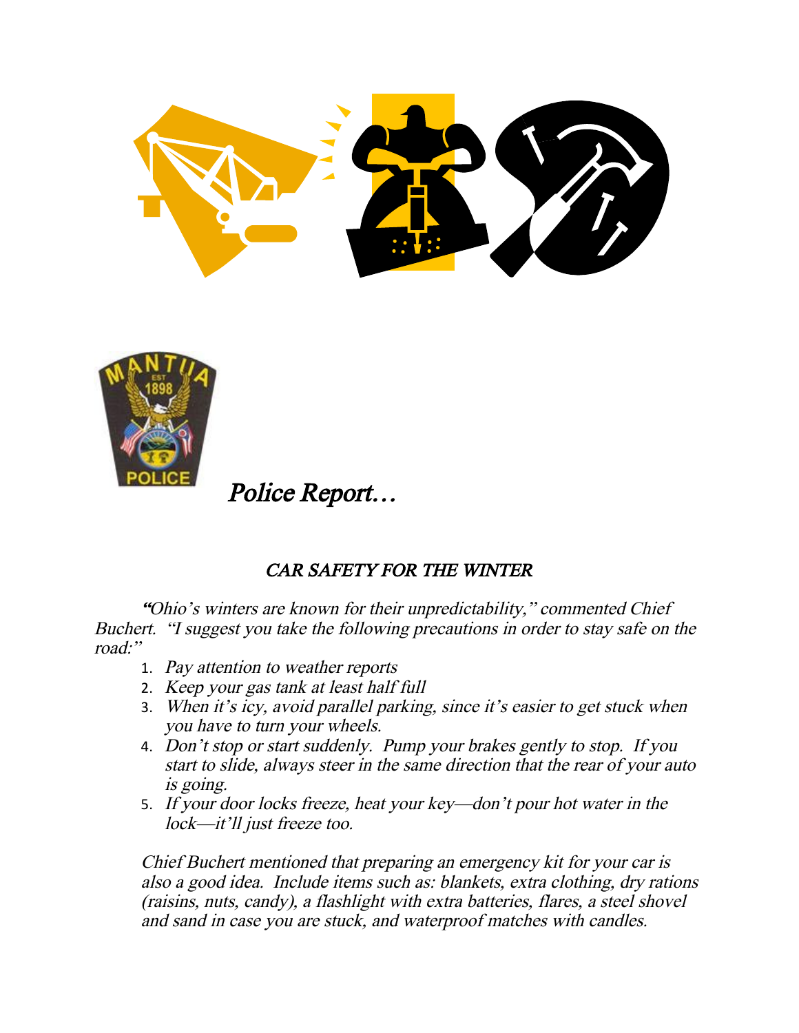*Police Report…*

## *CAR SAFETY FOR THE WINTER*

*"Ohio's winters are known for their unpredictability," commented Chief Buchert. "I suggest you take the following precautions in order to stay safe on the road:"*

1. *Pay attention to weather reports*
2. *Keep your gas tank at least half full*
3. *When it's icy, avoid parallel parking, since it's easier to get stuck when you have to turn your wheels.*
4. *Don't stop or start suddenly. Pump your brakes gently to stop. If you start to slide, always steer in the same direction that the rear of your auto is going.*
5. *If your door locks freeze, heat your key—don't pour hot water in the lock—it'll just freeze too.*

*Chief Buchert mentioned that preparing an emergency kit for your car is also a good idea. Include items such as: blankets, extra clothing, dry rations (raisins, nuts, candy), a flashlight with extra batteries, flares, a steel shovel and sand in case you are stuck, and waterproof matches with candles.*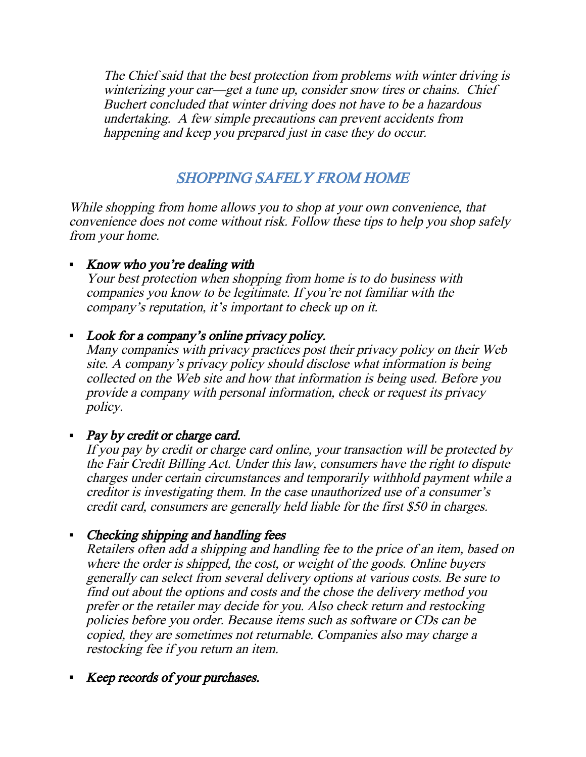*The Chief said that the best protection from problems with winter driving is winterizing your car—get a tune up, consider snow tires or chains. Chief Buchert concluded that winter driving does not have to be a hazardous undertaking. A few simple precautions can prevent accidents from happening and keep you prepared just in case they do occur.*

## *SHOPPING SAFELY FROM HOME*

*While shopping from home allows you to shop at your own convenience, that convenience does not come without risk. Follow these tips to help you shop safely from your home.*

- ***Know who you're dealing with***
  *Your best protection when shopping from home is to do business with companies you know to be legitimate. If you're not familiar with the company's reputation, it's important to check up on it.*

- ***Look for a company's online privacy policy.***
  *Many companies with privacy practices post their privacy policy on their Web site. A company's privacy policy should disclose what information is being collected on the Web site and how that information is being used. Before you provide a company with personal information, check or request its privacy policy.*

- ***Pay by credit or charge card.***
  *If you pay by credit or charge card online, your transaction will be protected by the Fair Credit Billing Act. Under this law, consumers have the right to dispute charges under certain circumstances and temporarily withhold payment while a creditor is investigating them. In the case unauthorized use of a consumer's credit card, consumers are generally held liable for the first $50 in charges.*

- ***Checking shipping and handling fees***
  *Retailers often add a shipping and handling fee to the price of an item, based on where the order is shipped, the cost, or weight of the goods. Online buyers generally can select from several delivery options at various costs. Be sure to find out about the options and costs and the chose the delivery method you prefer or the retailer may decide for you. Also check return and restocking policies before you order. Because items such as software or CDs can be copied, they are sometimes not returnable. Companies also may charge a restocking fee if you return an item.*

- ***Keep records of your purchases.***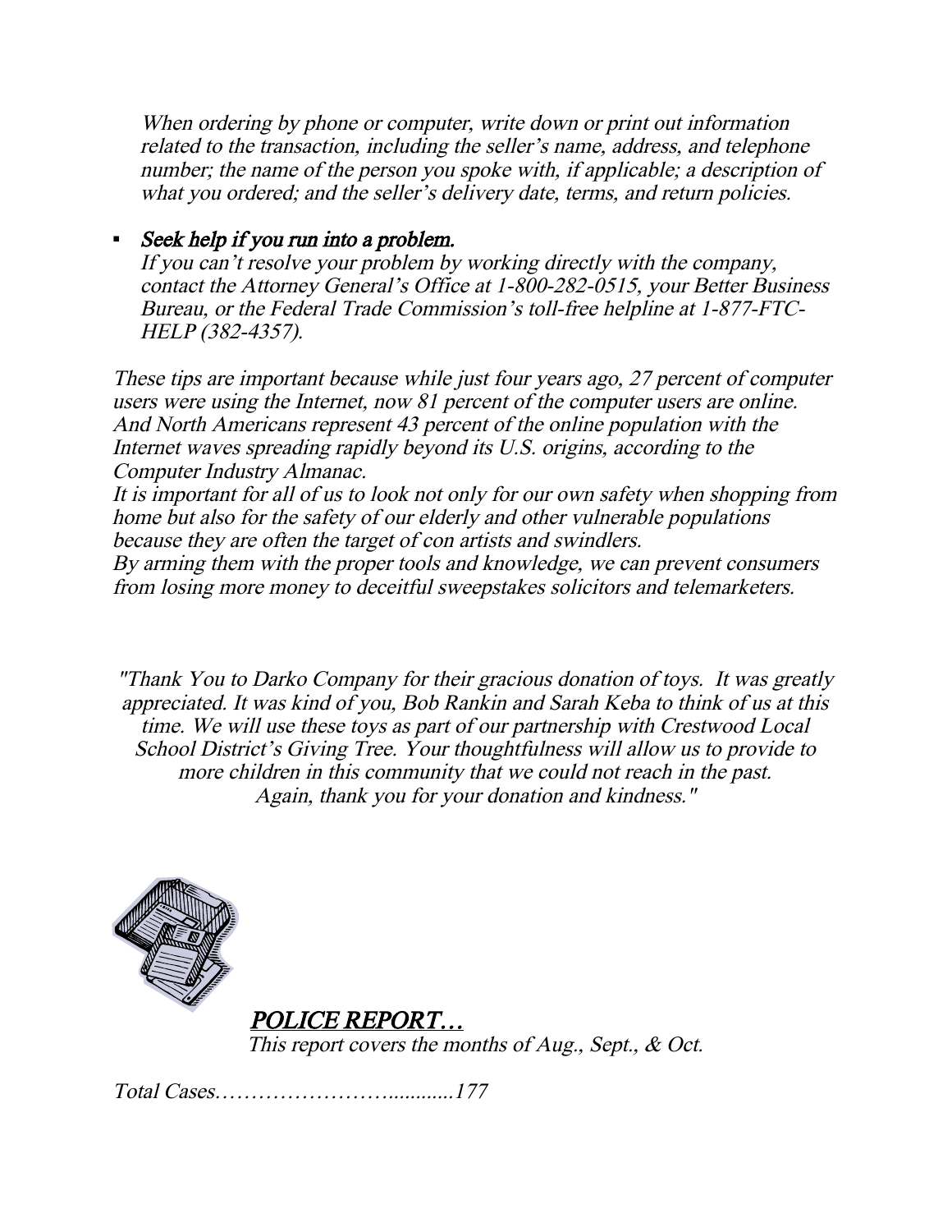*When ordering by phone or computer, write down or print out information related to the transaction, including the seller's name, address, and telephone number; the name of the person you spoke with, if applicable; a description of what you ordered; and the seller's delivery date, terms, and return policies.*

- ***Seek help if you run into a problem.***
  *If you can't resolve your problem by working directly with the company, contact the Attorney General's Office at 1-800-282-0515, your Better Business Bureau, or the Federal Trade Commission's toll-free helpline at 1-877-FTC-HELP (382-4357).*

*These tips are important because while just four years ago, 27 percent of computer users were using the Internet, now 81 percent of the computer users are online. And North Americans represent 43 percent of the online population with the Internet waves spreading rapidly beyond its U.S. origins, according to the Computer Industry Almanac.*
*It is important for all of us to look not only for our own safety when shopping from home but also for the safety of our elderly and other vulnerable populations because they are often the target of con artists and swindlers.*
*By arming them with the proper tools and knowledge, we can prevent consumers from losing more money to deceitful sweepstakes solicitors and telemarketers.*

*"Thank You to Darko Company for their gracious donation of toys. It was greatly appreciated. It was kind of you, Bob Rankin and Sarah Keba to think of us at this time. We will use these toys as part of our partnership with Crestwood Local School District's Giving Tree. Your thoughtfulness will allow us to provide to more children in this community that we could not reach in the past. Again, thank you for your donation and kindness."*

## *POLICE REPORT…*

*This report covers the months of Aug., Sept., & Oct.*

*Total Cases…………………….........177*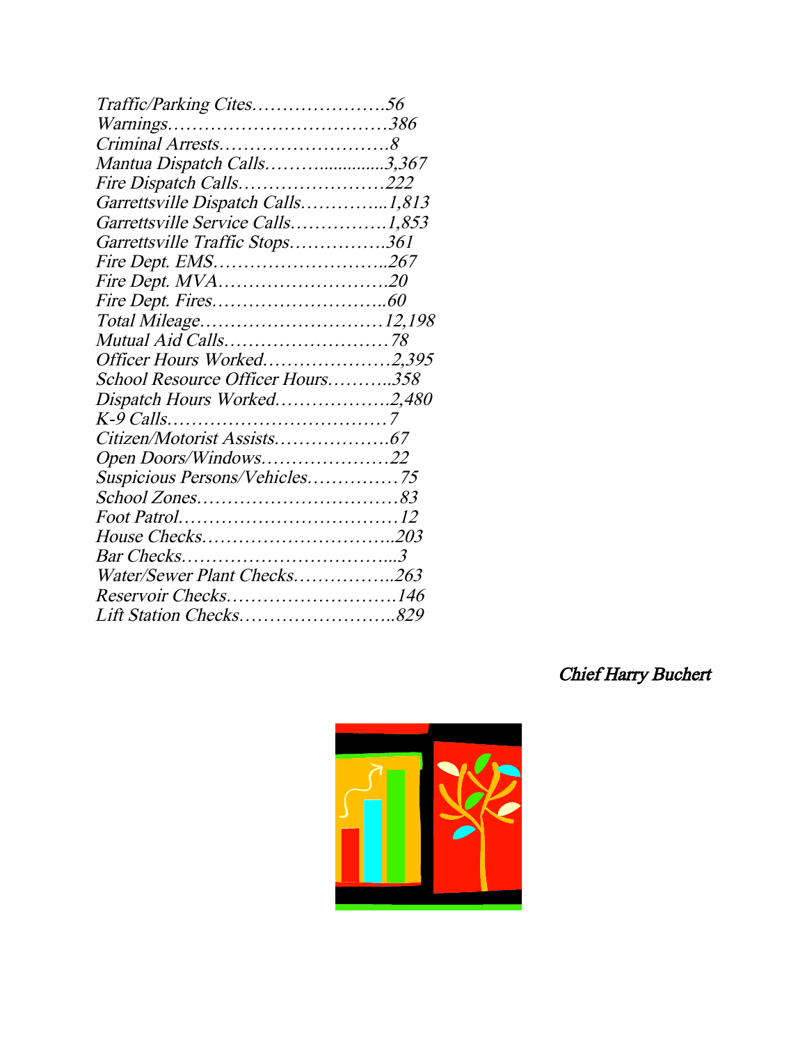*Traffic/Parking Cites…………………….56*
*Warnings………………………………386*
*Criminal Arrests……………………….8*
*Mantua Dispatch Calls………..............3,367*
*Fire Dispatch Calls……………………222*
*Garrettsville Dispatch Calls…………...1,813*
*Garrettsville Service Calls…………….1,853*
*Garrettsville Traffic Stops…………….361*
*Fire Dept. EMS………………………..267*
*Fire Dept. MVA……………………….20*
*Fire Dept. Fires………………………..60*
*Total Mileage…………………………12,198*
*Mutual Aid Calls………………………78*
*Officer Hours Worked…………………2,395*
*School Resource Officer Hours………..358*
*Dispatch Hours Worked……………….2,480*
*K-9 Calls………………………………7*
*Citizen/Motorist Assists……………….67*
*Open Doors/Windows…………………22*
*Suspicious Persons/Vehicles……………75*
*School Zones……………………………83*
*Foot Patrol………………………………12*
*House Checks…………………………..203*
*Bar Checks……………………………...3*
*Water/Sewer Plant Checks……………..263*
*Reservoir Checks……………………….146*
*Lift Station Checks……………………..829*

*Chief Harry Buchert*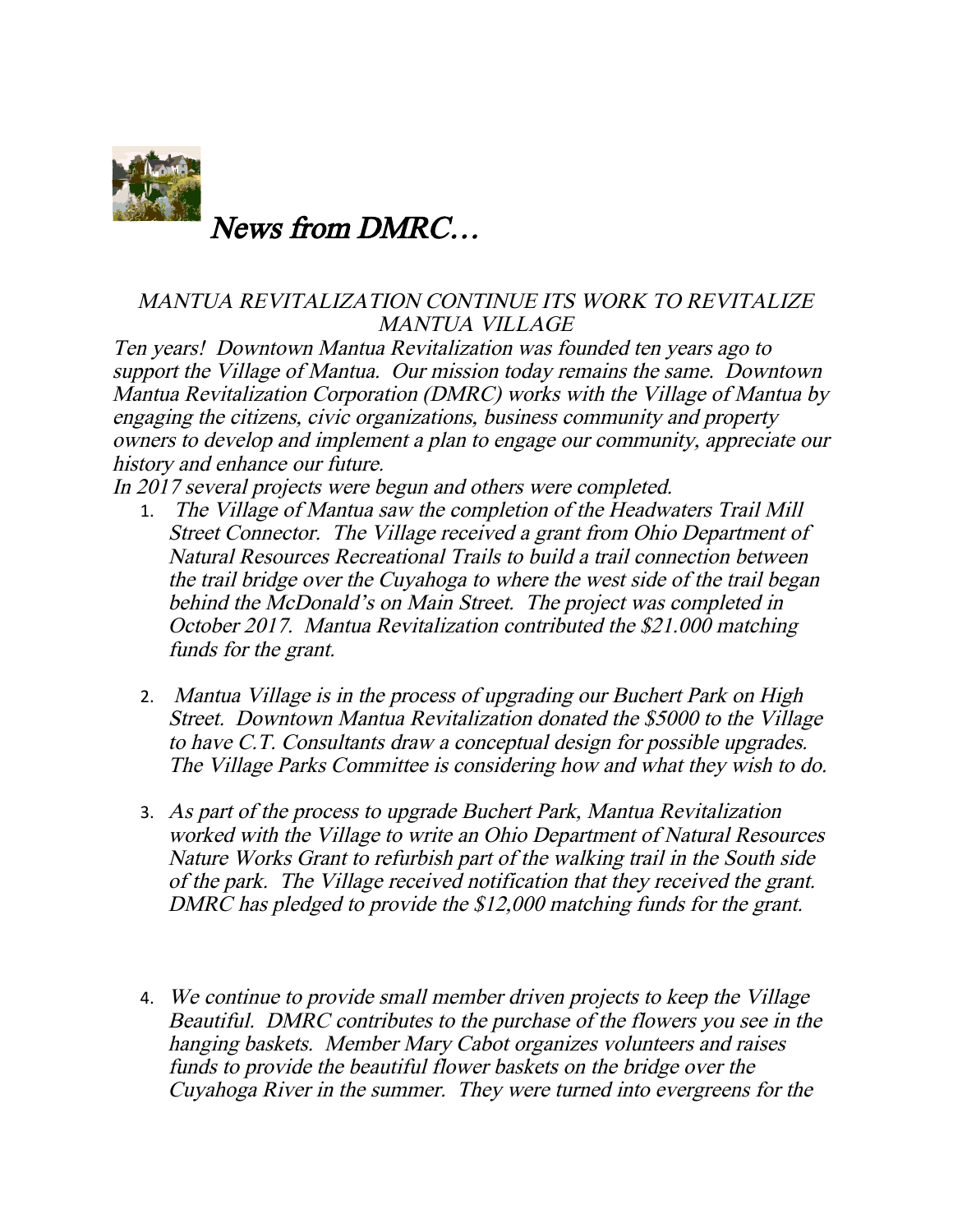# *News from DMRC…*

*MANTUA REVITALIZATION CONTINUE ITS WORK TO REVITALIZE MANTUA VILLAGE*

*Ten years! Downtown Mantua Revitalization was founded ten years ago to support the Village of Mantua. Our mission today remains the same. Downtown Mantua Revitalization Corporation (DMRC) works with the Village of Mantua by engaging the citizens, civic organizations, business community and property owners to develop and implement a plan to engage our community, appreciate our history and enhance our future.*

*In 2017 several projects were begun and others were completed.*

1. *The Village of Mantua saw the completion of the Headwaters Trail Mill Street Connector. The Village received a grant from Ohio Department of Natural Resources Recreational Trails to build a trail connection between the trail bridge over the Cuyahoga to where the west side of the trail began behind the McDonald's on Main Street. The project was completed in October 2017. Mantua Revitalization contributed the $21.000 matching funds for the grant.*

2. *Mantua Village is in the process of upgrading our Buchert Park on High Street. Downtown Mantua Revitalization donated the $5000 to the Village to have C.T. Consultants draw a conceptual design for possible upgrades. The Village Parks Committee is considering how and what they wish to do.*

3. *As part of the process to upgrade Buchert Park, Mantua Revitalization worked with the Village to write an Ohio Department of Natural Resources Nature Works Grant to refurbish part of the walking trail in the South side of the park. The Village received notification that they received the grant. DMRC has pledged to provide the $12,000 matching funds for the grant.*

4. *We continue to provide small member driven projects to keep the Village Beautiful. DMRC contributes to the purchase of the flowers you see in the hanging baskets. Member Mary Cabot organizes volunteers and raises funds to provide the beautiful flower baskets on the bridge over the Cuyahoga River in the summer. They were turned into evergreens for the*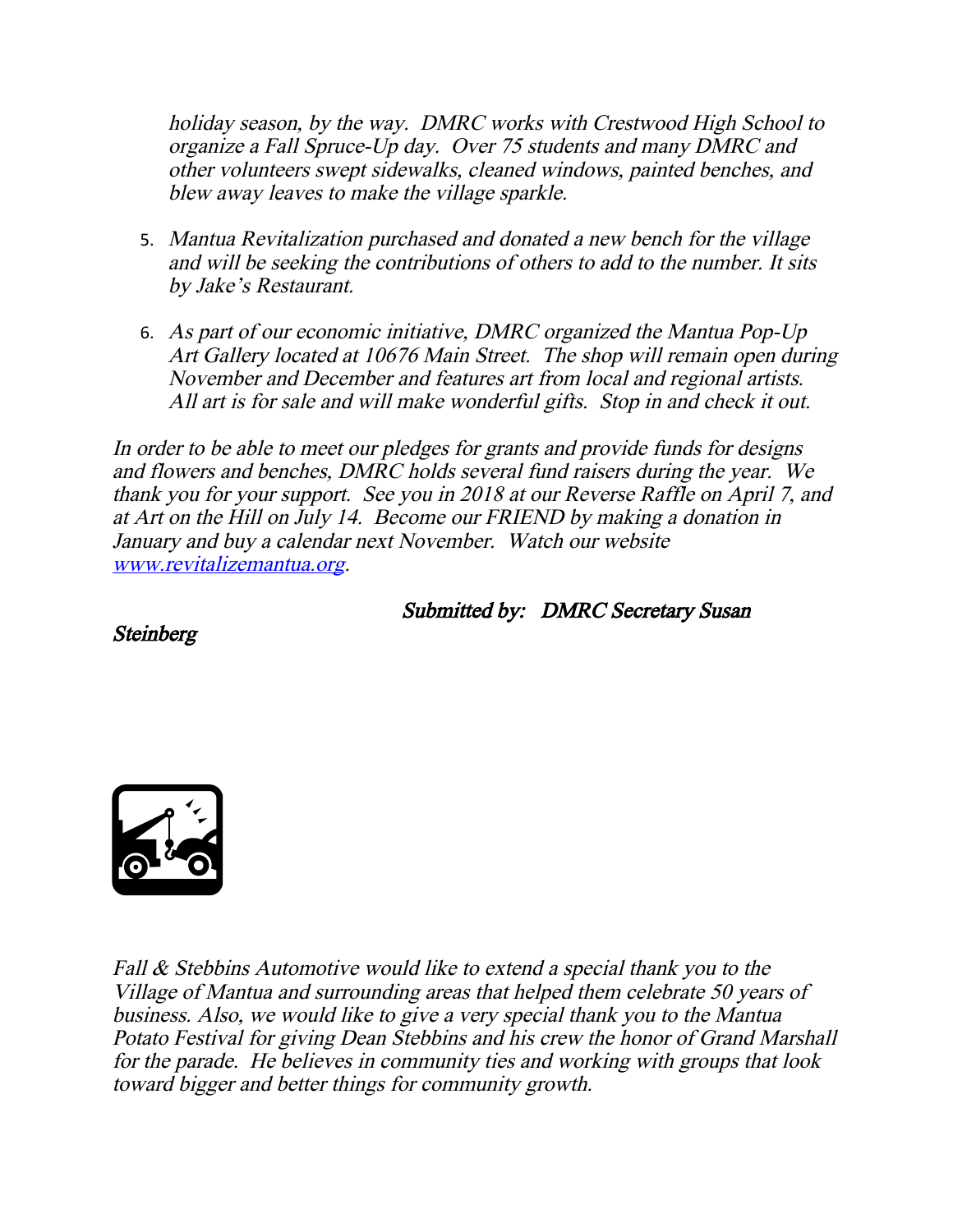*holiday season, by the way. DMRC works with Crestwood High School to organize a Fall Spruce-Up day. Over 75 students and many DMRC and other volunteers swept sidewalks, cleaned windows, painted benches, and blew away leaves to make the village sparkle.*

5. *Mantua Revitalization purchased and donated a new bench for the village and will be seeking the contributions of others to add to the number. It sits by Jake's Restaurant.*

6. *As part of our economic initiative, DMRC organized the Mantua Pop-Up Art Gallery located at 10676 Main Street. The shop will remain open during November and December and features art from local and regional artists. All art is for sale and will make wonderful gifts. Stop in and check it out.*

*In order to be able to meet our pledges for grants and provide funds for designs and flowers and benches, DMRC holds several fund raisers during the year. We thank you for your support. See you in 2018 at our Reverse Raffle on April 7, and at Art on the Hill on July 14. Become our FRIEND by making a donation in January and buy a calendar next November. Watch our website [www.revitalizemantua.org](http://www.revitalizemantua.org).*

*Submitted by: DMRC Secretary Susan Steinberg*

*Fall & Stebbins Automotive would like to extend a special thank you to the Village of Mantua and surrounding areas that helped them celebrate 50 years of business. Also, we would like to give a very special thank you to the Mantua Potato Festival for giving Dean Stebbins and his crew the honor of Grand Marshall for the parade. He believes in community ties and working with groups that look toward bigger and better things for community growth.*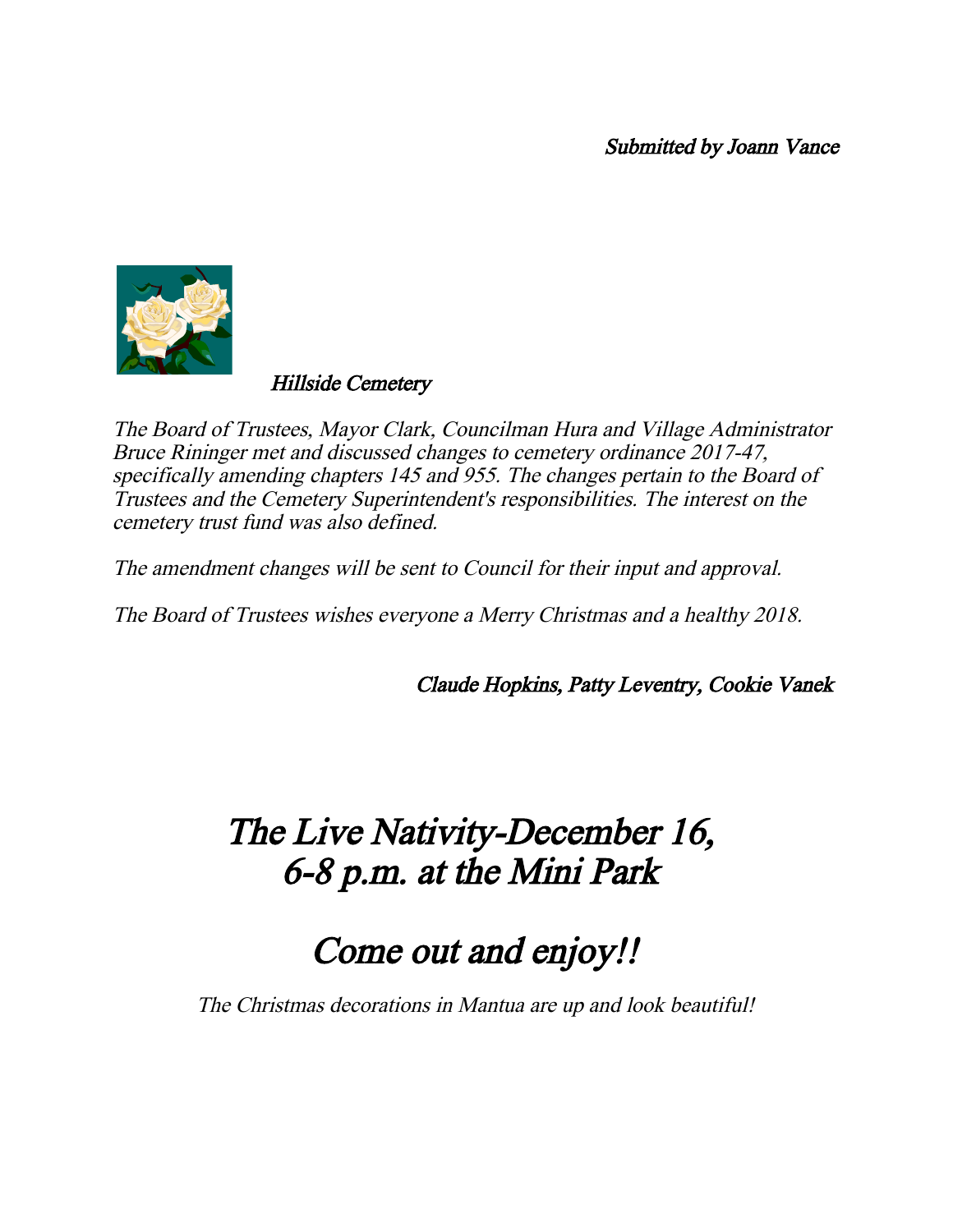*Submitted by Joann Vance*

## *Hillside Cemetery*

*The Board of Trustees, Mayor Clark, Councilman Hura and Village Administrator Bruce Rininger met and discussed changes to cemetery ordinance 2017-47, specifically amending chapters 145 and 955. The changes pertain to the Board of Trustees and the Cemetery Superintendent's responsibilities. The interest on the cemetery trust fund was also defined.*

*The amendment changes will be sent to Council for their input and approval.*

*The Board of Trustees wishes everyone a Merry Christmas and a healthy 2018.*

*Claude Hopkins, Patty Leventry, Cookie Vanek*

# *The Live Nativity-December 16, 6-8 p.m. at the Mini Park*

# *Come out and enjoy!!*

*The Christmas decorations in Mantua are up and look beautiful!*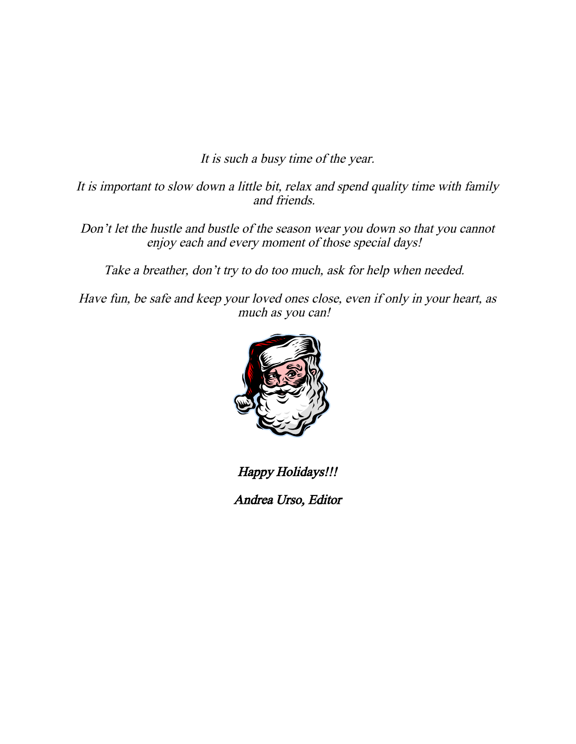*It is such a busy time of the year.*

*It is important to slow down a little bit, relax and spend quality time with family and friends.*

*Don't let the hustle and bustle of the season wear you down so that you cannot enjoy each and every moment of those special days!*

*Take a breather, don't try to do too much, ask for help when needed.*

*Have fun, be safe and keep your loved ones close, even if only in your heart, as much as you can!*

*Happy Holidays!!!*

*Andrea Urso, Editor*